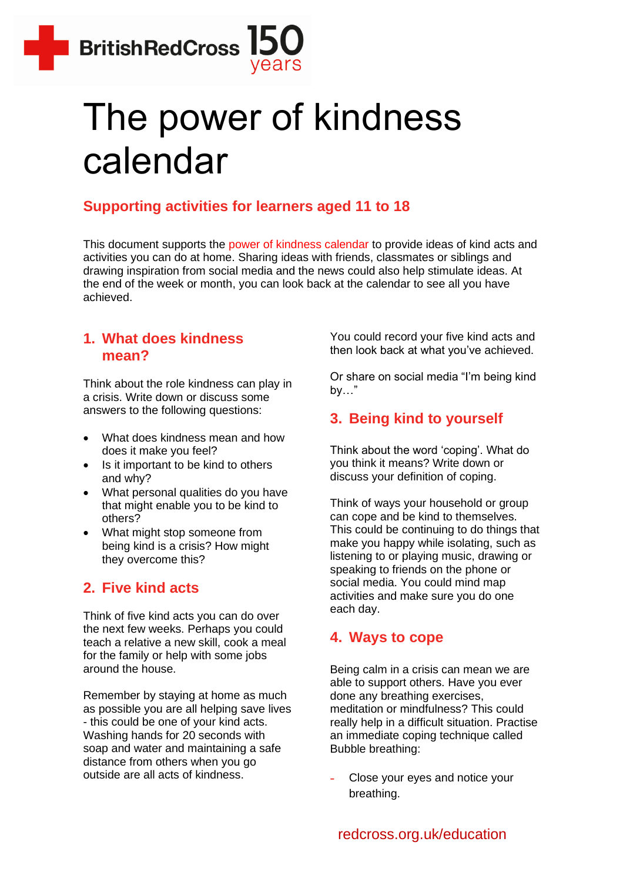# The power of kindness calendar

## Supporting activities for learners aged 11 to 18

This document supports the power of kindness calendar to provide ideas of kind acts and activities you can do at home. Sharing ideas with friends, classmates or siblings and drawing inspiration from social media and the news could also help stimulate ideas. At the end of the week or month, you can look back at the calendar to see all you have achieved.

### 1. What does kindness mean?

Think about the role kindness can play in a crisis. Write down or discuss some answers to the following questions:

- What does kindness mean and how does it make you feel?
- Is it important to be kind to others and why?
- What personal qualities do you have that might enable you to be kind to others?
- What might stop someone from being kind is a crisis? How might they overcome this?

### 2. Five kind acts

Think of five kind acts you can do over the next few weeks. Perhaps you could teach a relative a new skill, cook a meal for the family or help with some jobs around the house.

Remember by staying at home as much as possible you are all helping save lives - this could be one of your kind acts. Washing hands for 20 seconds with soap and water and maintaining a safe distance from others when you go outside are all acts of kindness.

You could record your five kind acts and then look back at what you've achieved.

Or share on social media "I'm being kind by…"

### 3. Being kind to yourself

Think about the word 'coping'. What do you think it means? Write down or discuss your definition of coping.

Think of ways your household or group can cope and be kind to themselves. This could be continuing to do things that make you happy while isolating, such as listening to or playing music, drawing or speaking to friends on the phone or social media. You could mind map activities and make sure you do one each day.

### 4. Ways to cope

Being calm in a crisis can mean we are able to support others. Have you ever done any breathing exercises, meditation or mindfulness? This could really help in a difficult situation. Practise an immediate coping technique called Bubble breathing:

- Close your eyes and notice your breathing.

redcross.org.uk/education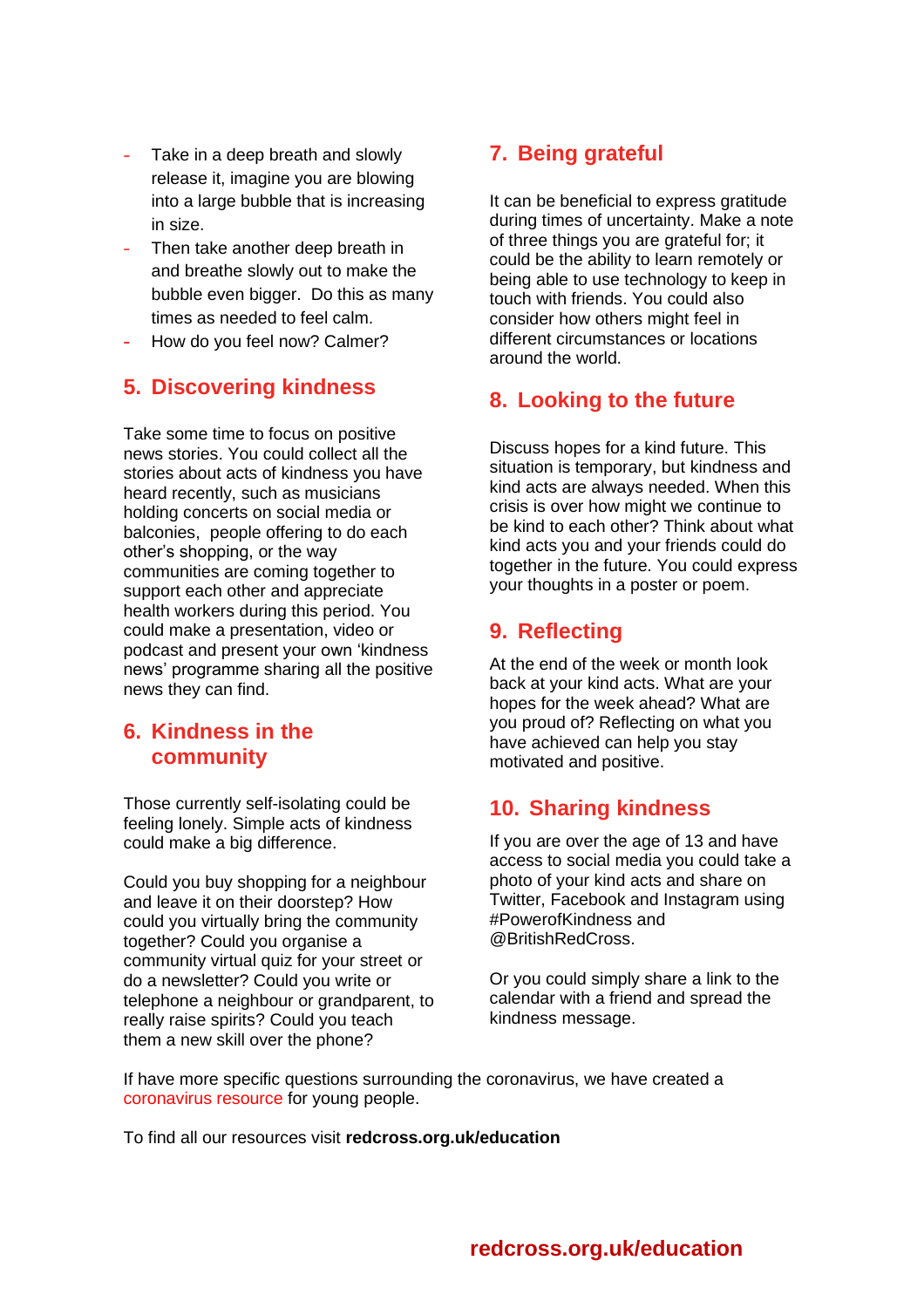- Take in a deep breath and slowly release it, imagine you are blowing into a large bubble that is increasing in size.
- Then take another deep breath in and breathe slowly out to make the bubble even bigger. Do this as many times as needed to feel calm.
- How do you feel now? Calmer?

## 5. Discovering kindness

Take some time to focus on positive news stories. You could collect all the stories about acts of kindness you have heard recently, such as musicians holding concerts on social media or balconies, people offering to do each other's shopping, or the way communities are coming together to support each other and appreciate health workers during this period. You could make a presentation, video or podcast and present your own 'kindness news' programme sharing all the positive news they can find.

## 6. Kindness in the community

Those currently self-isolating could be feeling lonely. Simple acts of kindness could make a big difference.

Could you buy shopping for a neighbour and leave it on their doorstep? How could you virtually bring the community together? Could you organise a community virtual quiz for your street or do a newsletter? Could you write or telephone a neighbour or grandparent, to really raise spirits? Could you teach them a new skill over the phone?

## 7. Being grateful

It can be beneficial to express gratitude during times of uncertainty. Make a note of three things you are grateful for; it could be the ability to learn remotely or being able to use technology to keep in touch with friends. You could also consider how others might feel in different circumstances or locations around the world.

## 8. Looking to the future

Discuss hopes for a kind future. This situation is temporary, but kindness and kind acts are always needed. When this crisis is over how might we continue to be kind to each other? Think about what kind acts you and your friends could do together in the future. You could express your thoughts in a poster or poem.

## 9. Reflecting

At the end of the week or month look back at your kind acts. What are your hopes for the week ahead? What are you proud of? Reflecting on what you have achieved can help you stay motivated and positive.

## 10. Sharing kindness

If you are over the age of 13 and have access to social media you could take a photo of your kind acts and share on Twitter, Facebook and Instagram using #PowerofKindness and @BritishRedCross.

Or you could simply share a link to the calendar with a friend and spread the kindness message.

If have more specific questions surrounding the coronavirus, we have created a coronavirus resource for young people.

To find all our resources visit **redcross.org.uk/education**

**redcross.org.uk/education**